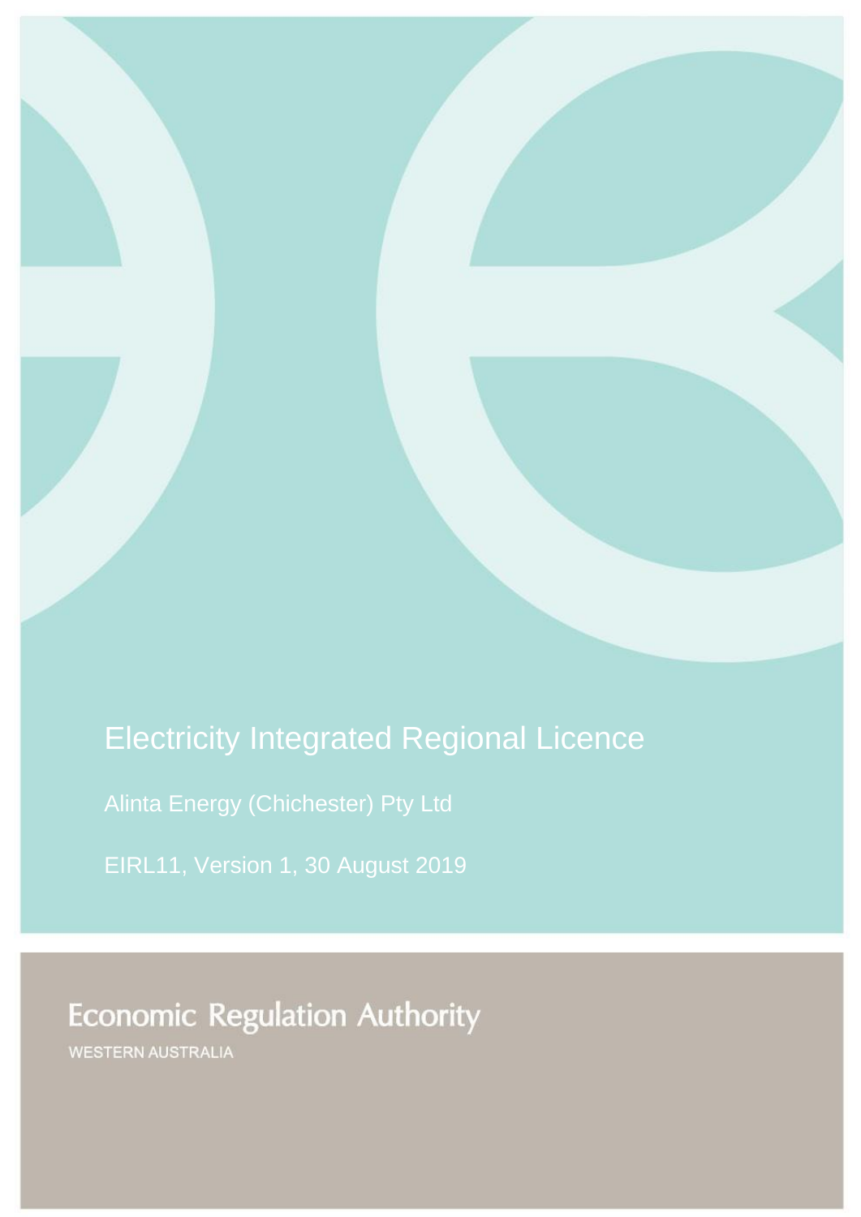# Electricity Integrated Regional Licence

Alinta Energy (Chichester) Pty Ltd

EIRL11, Version 1, 30 August 2019

Economic Regulation Authority

WESTERN AUSTRALIA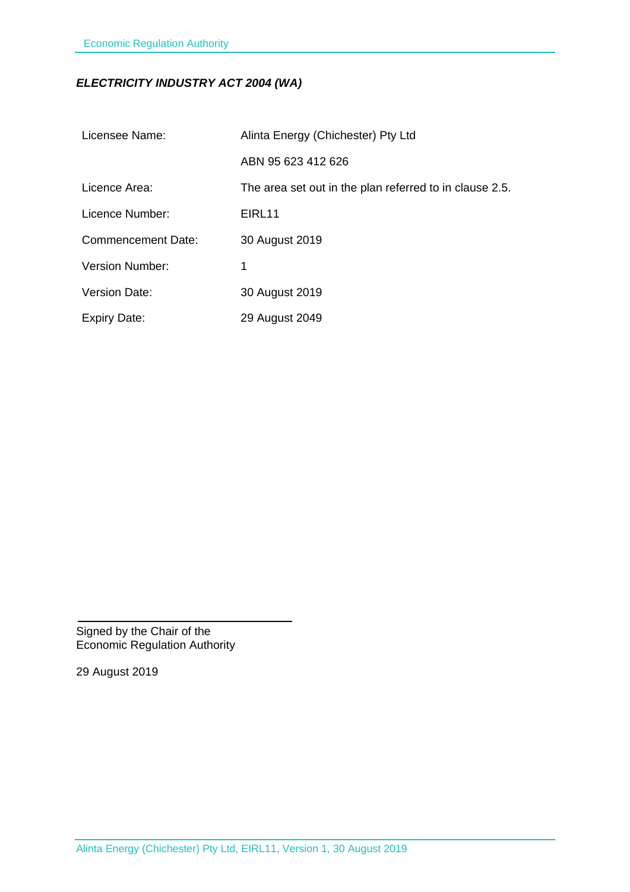***ELECTRICITY INDUSTRY ACT 2004 (WA)***

| | |
|---|---|
| Licensee Name: | Alinta Energy (Chichester) Pty Ltd |
| | ABN 95 623 412 626 |
| Licence Area: | The area set out in the plan referred to in clause 2.5. |
| Licence Number: | EIRL11 |
| Commencement Date: | 30 August 2019 |
| Version Number: | 1 |
| Version Date: | 30 August 2019 |
| Expiry Date: | 29 August 2049 |

Signed by the Chair of the
Economic Regulation Authority

29 August 2019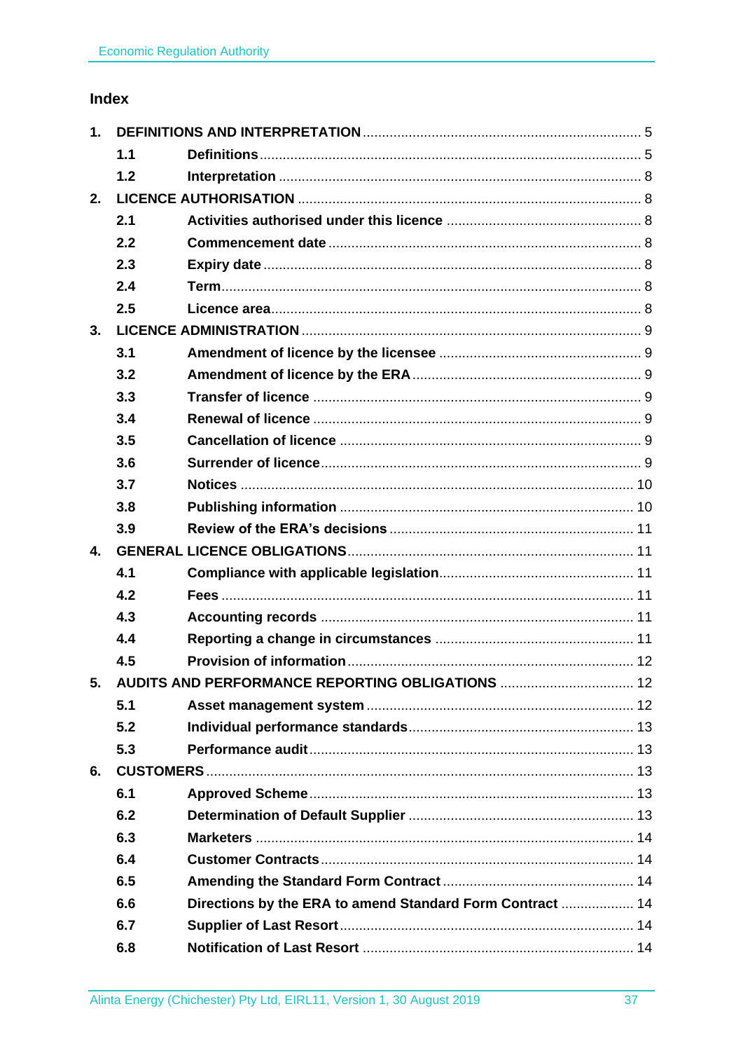## Index

| | | | |
|---|---|---|---|
| **1.** | **DEFINITIONS AND INTERPRETATION** | | 5 |
| | **1.1** | **Definitions** | 5 |
| | **1.2** | **Interpretation** | 8 |
| **2.** | **LICENCE AUTHORISATION** | | 8 |
| | **2.1** | **Activities authorised under this licence** | 8 |
| | **2.2** | **Commencement date** | 8 |
| | **2.3** | **Expiry date** | 8 |
| | **2.4** | **Term** | 8 |
| | **2.5** | **Licence area** | 8 |
| **3.** | **LICENCE ADMINISTRATION** | | 9 |
| | **3.1** | **Amendment of licence by the licensee** | 9 |
| | **3.2** | **Amendment of licence by the ERA** | 9 |
| | **3.3** | **Transfer of licence** | 9 |
| | **3.4** | **Renewal of licence** | 9 |
| | **3.5** | **Cancellation of licence** | 9 |
| | **3.6** | **Surrender of licence** | 9 |
| | **3.7** | **Notices** | 10 |
| | **3.8** | **Publishing information** | 10 |
| | **3.9** | **Review of the ERA's decisions** | 11 |
| **4.** | **GENERAL LICENCE OBLIGATIONS** | | 11 |
| | **4.1** | **Compliance with applicable legislation** | 11 |
| | **4.2** | **Fees** | 11 |
| | **4.3** | **Accounting records** | 11 |
| | **4.4** | **Reporting a change in circumstances** | 11 |
| | **4.5** | **Provision of information** | 12 |
| **5.** | **AUDITS AND PERFORMANCE REPORTING OBLIGATIONS** | | 12 |
| | **5.1** | **Asset management system** | 12 |
| | **5.2** | **Individual performance standards** | 13 |
| | **5.3** | **Performance audit** | 13 |
| **6.** | **CUSTOMERS** | | 13 |
| | **6.1** | **Approved Scheme** | 13 |
| | **6.2** | **Determination of Default Supplier** | 13 |
| | **6.3** | **Marketers** | 14 |
| | **6.4** | **Customer Contracts** | 14 |
| | **6.5** | **Amending the Standard Form Contract** | 14 |
| | **6.6** | **Directions by the ERA to amend Standard Form Contract** | 14 |
| | **6.7** | **Supplier of Last Resort** | 14 |
| | **6.8** | **Notification of Last Resort** | 14 |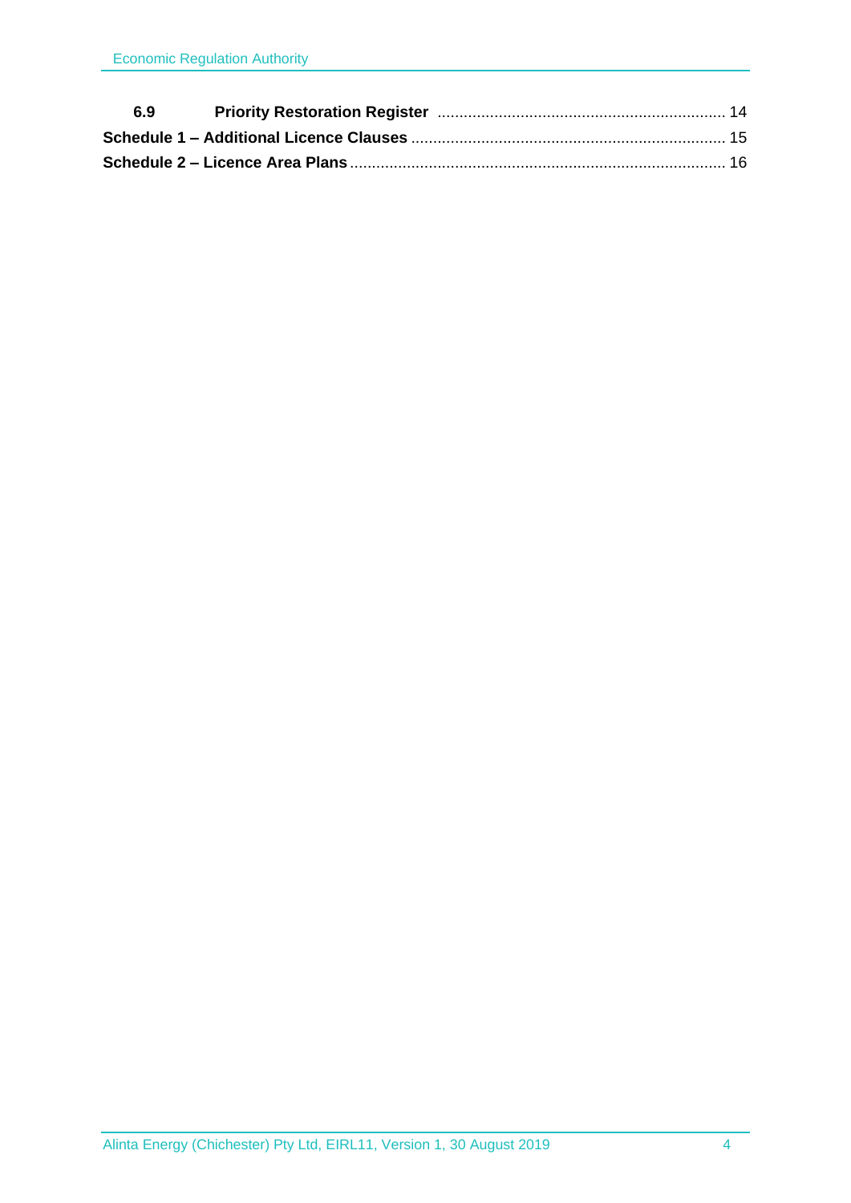| | | |
|---|---|---|
| **6.9** | **Priority Restoration Register** | 14 |
| **Schedule 1 – Additional Licence Clauses** | | 15 |
| **Schedule 2 – Licence Area Plans** | | 16 |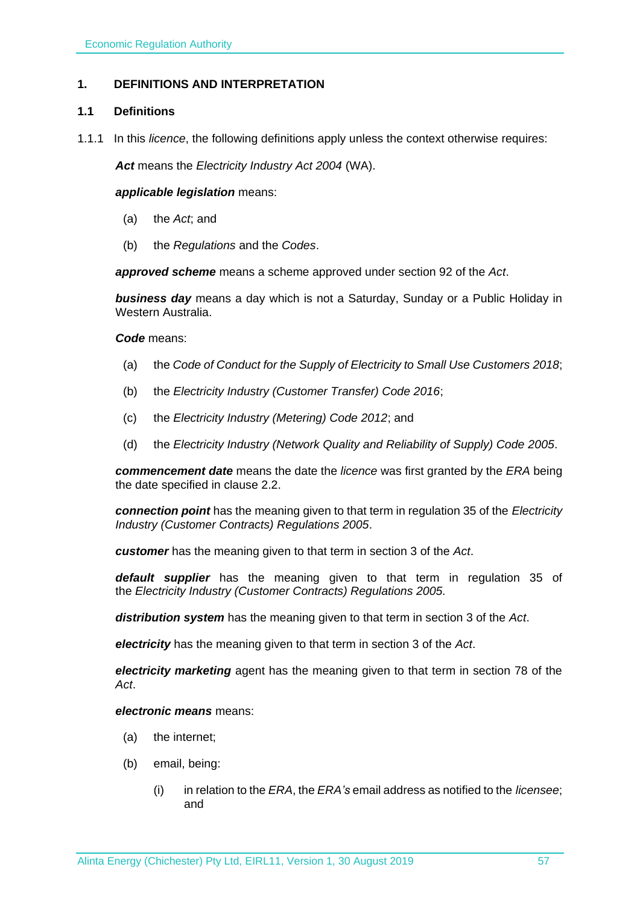## 1. DEFINITIONS AND INTERPRETATION

### 1.1 Definitions

1.1.1 In this *licence*, the following definitions apply unless the context otherwise requires:

***Act*** means the *Electricity Industry Act 2004* (WA).

***applicable legislation*** means:

(a) the *Act*; and

(b) the *Regulations* and the *Codes*.

***approved scheme*** means a scheme approved under section 92 of the *Act*.

***business day*** means a day which is not a Saturday, Sunday or a Public Holiday in Western Australia.

***Code*** means:

(a) the *Code of Conduct for the Supply of Electricity to Small Use Customers 2018*;

(b) the *Electricity Industry (Customer Transfer) Code 2016*;

(c) the *Electricity Industry (Metering) Code 2012*; and

(d) the *Electricity Industry (Network Quality and Reliability of Supply) Code 2005*.

***commencement date*** means the date the *licence* was first granted by the *ERA* being the date specified in clause 2.2.

***connection point*** has the meaning given to that term in regulation 35 of the *Electricity Industry (Customer Contracts) Regulations 2005*.

***customer*** has the meaning given to that term in section 3 of the *Act*.

***default supplier*** has the meaning given to that term in regulation 35 of the *Electricity Industry (Customer Contracts) Regulations 2005.*

***distribution system*** has the meaning given to that term in section 3 of the *Act*.

***electricity*** has the meaning given to that term in section 3 of the *Act*.

***electricity marketing*** agent has the meaning given to that term in section 78 of the *Act*.

***electronic means*** means:

(a) the internet;

(b) email, being:

  (i) in relation to the *ERA*, the *ERA's* email address as notified to the *licensee*; and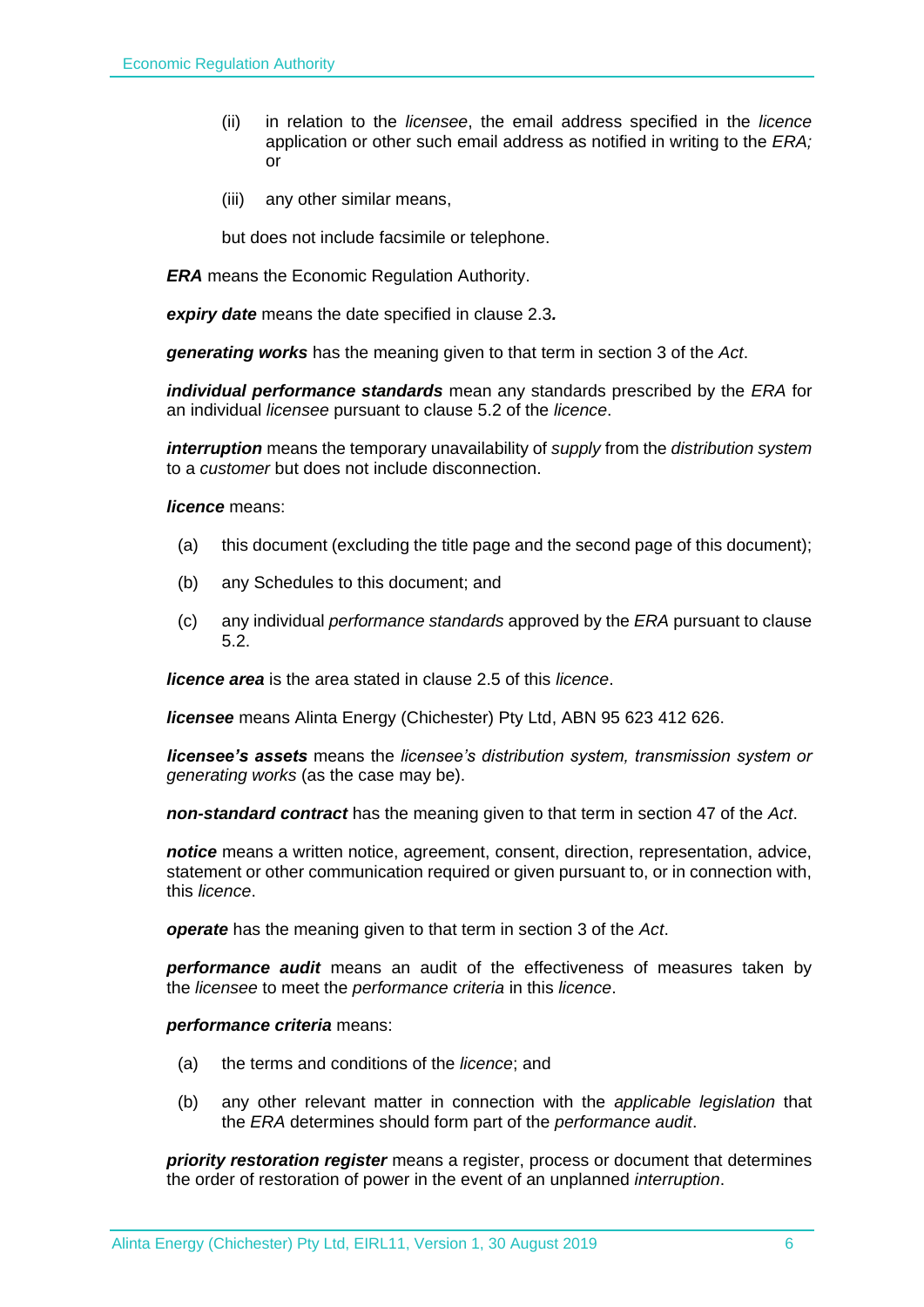(ii) in relation to the *licensee*, the email address specified in the *licence* application or other such email address as notified in writing to the *ERA;* or

(iii) any other similar means,

but does not include facsimile or telephone.

***ERA*** means the Economic Regulation Authority.

***expiry date*** means the date specified in clause 2.3**.**

***generating works*** has the meaning given to that term in section 3 of the *Act*.

***individual performance standards*** mean any standards prescribed by the *ERA* for an individual *licensee* pursuant to clause 5.2 of the *licence*.

***interruption*** means the temporary unavailability of *supply* from the *distribution system* to a *customer* but does not include disconnection.

***licence*** means:

(a) this document (excluding the title page and the second page of this document);

(b) any Schedules to this document; and

(c) any individual *performance standards* approved by the *ERA* pursuant to clause 5.2.

***licence area*** is the area stated in clause 2.5 of this *licence*.

***licensee*** means Alinta Energy (Chichester) Pty Ltd, ABN 95 623 412 626.

***licensee's assets*** means the *licensee's distribution system, transmission system or generating works* (as the case may be).

***non-standard contract*** has the meaning given to that term in section 47 of the *Act*.

***notice*** means a written notice, agreement, consent, direction, representation, advice, statement or other communication required or given pursuant to, or in connection with, this *licence*.

***operate*** has the meaning given to that term in section 3 of the *Act*.

***performance audit*** means an audit of the effectiveness of measures taken by the *licensee* to meet the *performance criteria* in this *licence*.

***performance criteria*** means:

(a) the terms and conditions of the *licence*; and

(b) any other relevant matter in connection with the *applicable legislation* that the *ERA* determines should form part of the *performance audit*.

***priority restoration register*** means a register, process or document that determines the order of restoration of power in the event of an unplanned *interruption*.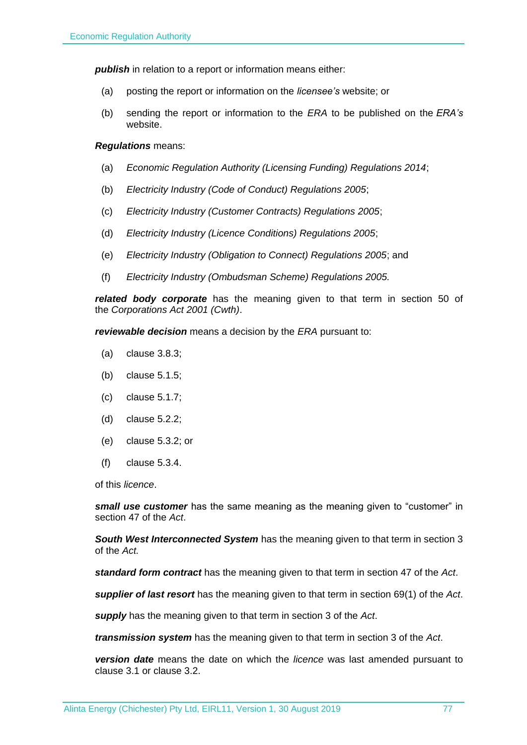***publish*** in relation to a report or information means either:

(a) posting the report or information on the *licensee's* website; or

(b) sending the report or information to the *ERA* to be published on the *ERA's* website.

***Regulations*** means:

(a) *Economic Regulation Authority (Licensing Funding) Regulations 2014*;

(b) *Electricity Industry (Code of Conduct) Regulations 2005*;

(c) *Electricity Industry (Customer Contracts) Regulations 2005*;

(d) *Electricity Industry (Licence Conditions) Regulations 2005*;

(e) *Electricity Industry (Obligation to Connect) Regulations 2005*; and

(f) *Electricity Industry (Ombudsman Scheme) Regulations 2005.*

***related body corporate*** has the meaning given to that term in section 50 of the *Corporations Act 2001 (Cwth)*.

***reviewable decision*** means a decision by the *ERA* pursuant to:

(a) clause 3.8.3;

(b) clause 5.1.5;

(c) clause 5.1.7;

(d) clause 5.2.2;

(e) clause 5.3.2; or

(f) clause 5.3.4.

of this *licence*.

***small use customer*** has the same meaning as the meaning given to "customer" in section 47 of the *Act*.

***South West Interconnected System*** has the meaning given to that term in section 3 of the *Act.*

***standard form contract*** has the meaning given to that term in section 47 of the *Act*.

***supplier of last resort*** has the meaning given to that term in section 69(1) of the *Act*.

***supply*** has the meaning given to that term in section 3 of the *Act*.

***transmission system*** has the meaning given to that term in section 3 of the *Act*.

***version date*** means the date on which the *licence* was last amended pursuant to clause 3.1 or clause 3.2.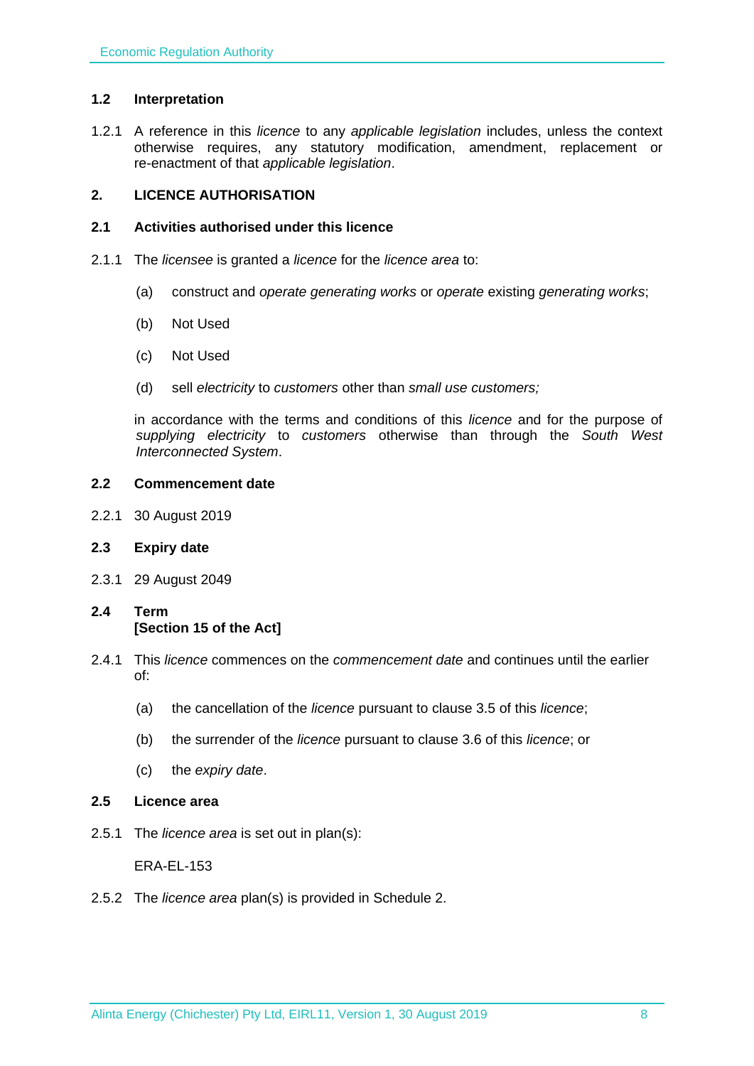### 1.2 Interpretation

1.2.1 A reference in this *licence* to any *applicable legislation* includes, unless the context otherwise requires, any statutory modification, amendment, replacement or re-enactment of that *applicable legislation*.

## 2. LICENCE AUTHORISATION

### 2.1 Activities authorised under this licence

2.1.1 The *licensee* is granted a *licence* for the *licence area* to:

(a) construct and *operate generating works* or *operate* existing *generating works*;

(b) Not Used

(c) Not Used

(d) sell *electricity* to *customers* other than *small use customers;*

in accordance with the terms and conditions of this *licence* and for the purpose of *supplying electricity* to *customers* otherwise than through the *South West Interconnected System*.

### 2.2 Commencement date

2.2.1 30 August 2019

### 2.3 Expiry date

2.3.1 29 August 2049

### 2.4 Term
**[Section 15 of the Act]**

2.4.1 This *licence* commences on the *commencement date* and continues until the earlier of:

(a) the cancellation of the *licence* pursuant to clause 3.5 of this *licence*;

(b) the surrender of the *licence* pursuant to clause 3.6 of this *licence*; or

(c) the *expiry date*.

### 2.5 Licence area

2.5.1 The *licence area* is set out in plan(s):

ERA-EL-153

2.5.2 The *licence area* plan(s) is provided in Schedule 2.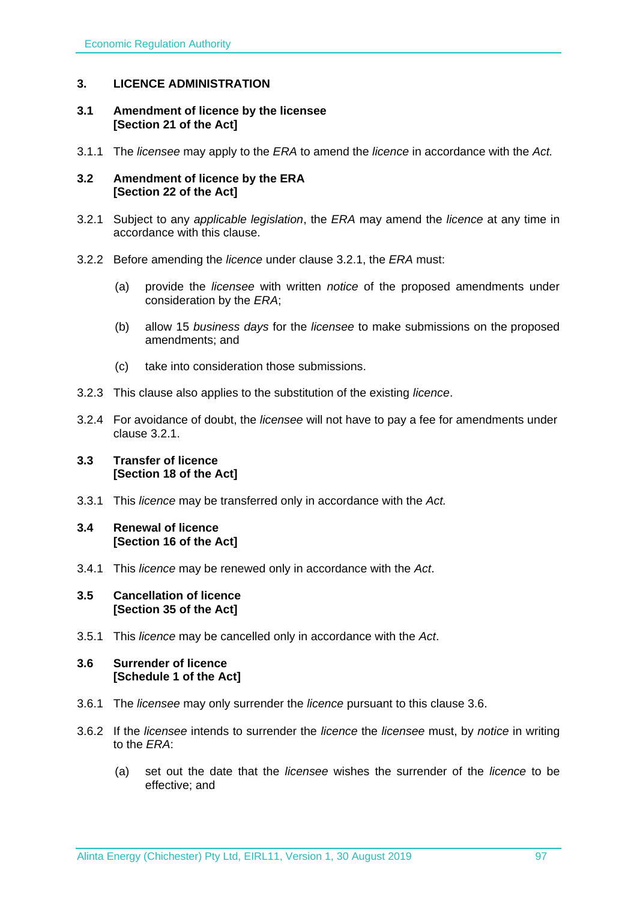## 3. LICENCE ADMINISTRATION

### 3.1 Amendment of licence by the licensee [Section 21 of the Act]

3.1.1 The *licensee* may apply to the *ERA* to amend the *licence* in accordance with the *Act.*

### 3.2 Amendment of licence by the ERA [Section 22 of the Act]

3.2.1 Subject to any *applicable legislation*, the *ERA* may amend the *licence* at any time in accordance with this clause.

3.2.2 Before amending the *licence* under clause 3.2.1, the *ERA* must:

(a) provide the *licensee* with written *notice* of the proposed amendments under consideration by the *ERA*;

(b) allow 15 *business days* for the *licensee* to make submissions on the proposed amendments; and

(c) take into consideration those submissions.

3.2.3 This clause also applies to the substitution of the existing *licence*.

3.2.4 For avoidance of doubt, the *licensee* will not have to pay a fee for amendments under clause 3.2.1.

### 3.3 Transfer of licence [Section 18 of the Act]

3.3.1 This *licence* may be transferred only in accordance with the *Act.*

### 3.4 Renewal of licence [Section 16 of the Act]

3.4.1 This *licence* may be renewed only in accordance with the *Act*.

### 3.5 Cancellation of licence [Section 35 of the Act]

3.5.1 This *licence* may be cancelled only in accordance with the *Act*.

### 3.6 Surrender of licence [Schedule 1 of the Act]

3.6.1 The *licensee* may only surrender the *licence* pursuant to this clause 3.6.

3.6.2 If the *licensee* intends to surrender the *licence* the *licensee* must, by *notice* in writing to the *ERA*:

(a) set out the date that the *licensee* wishes the surrender of the *licence* to be effective; and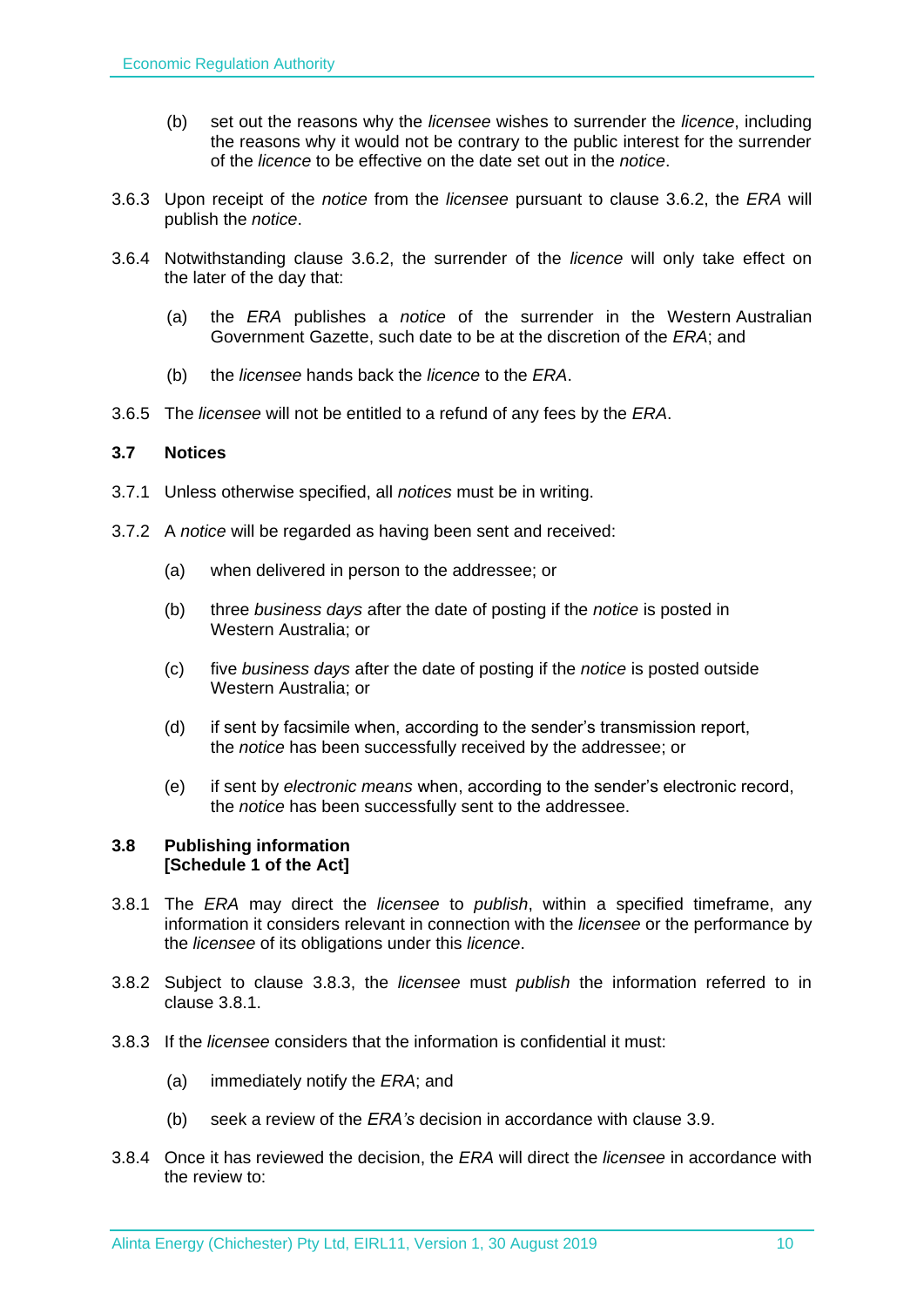(b) set out the reasons why the *licensee* wishes to surrender the *licence*, including the reasons why it would not be contrary to the public interest for the surrender of the *licence* to be effective on the date set out in the *notice*.

3.6.3 Upon receipt of the *notice* from the *licensee* pursuant to clause 3.6.2, the *ERA* will publish the *notice*.

3.6.4 Notwithstanding clause 3.6.2, the surrender of the *licence* will only take effect on the later of the day that:

(a) the *ERA* publishes a *notice* of the surrender in the Western Australian Government Gazette, such date to be at the discretion of the *ERA*; and

(b) the *licensee* hands back the *licence* to the *ERA*.

3.6.5 The *licensee* will not be entitled to a refund of any fees by the *ERA*.

### 3.7 Notices

3.7.1 Unless otherwise specified, all *notices* must be in writing.

3.7.2 A *notice* will be regarded as having been sent and received:

(a) when delivered in person to the addressee; or

(b) three *business days* after the date of posting if the *notice* is posted in Western Australia; or

(c) five *business days* after the date of posting if the *notice* is posted outside Western Australia; or

(d) if sent by facsimile when, according to the sender's transmission report, the *notice* has been successfully received by the addressee; or

(e) if sent by *electronic means* when, according to the sender's electronic record, the *notice* has been successfully sent to the addressee.

### 3.8 Publishing information [Schedule 1 of the Act]

3.8.1 The *ERA* may direct the *licensee* to *publish*, within a specified timeframe, any information it considers relevant in connection with the *licensee* or the performance by the *licensee* of its obligations under this *licence*.

3.8.2 Subject to clause 3.8.3, the *licensee* must *publish* the information referred to in clause 3.8.1.

3.8.3 If the *licensee* considers that the information is confidential it must:

(a) immediately notify the *ERA*; and

(b) seek a review of the *ERA's* decision in accordance with clause 3.9.

3.8.4 Once it has reviewed the decision, the *ERA* will direct the *licensee* in accordance with the review to: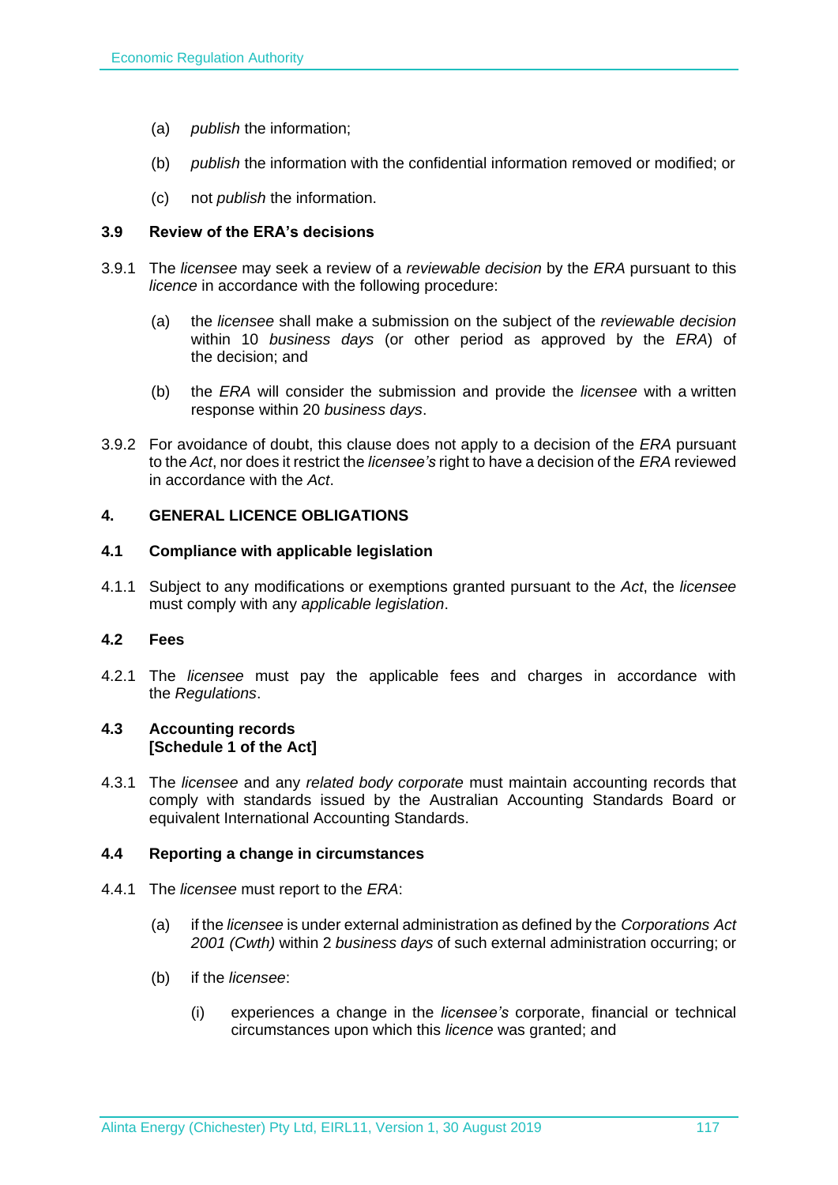(a) *publish* the information;

(b) *publish* the information with the confidential information removed or modified; or

(c) not *publish* the information.

### 3.9 Review of the ERA's decisions

3.9.1 The *licensee* may seek a review of a *reviewable decision* by the *ERA* pursuant to this *licence* in accordance with the following procedure:

(a) the *licensee* shall make a submission on the subject of the *reviewable decision* within 10 *business days* (or other period as approved by the *ERA*) of the decision; and

(b) the *ERA* will consider the submission and provide the *licensee* with a written response within 20 *business days*.

3.9.2 For avoidance of doubt, this clause does not apply to a decision of the *ERA* pursuant to the *Act*, nor does it restrict the *licensee's* right to have a decision of the *ERA* reviewed in accordance with the *Act*.

## 4. GENERAL LICENCE OBLIGATIONS

### 4.1 Compliance with applicable legislation

4.1.1 Subject to any modifications or exemptions granted pursuant to the *Act*, the *licensee* must comply with any *applicable legislation*.

### 4.2 Fees

4.2.1 The *licensee* must pay the applicable fees and charges in accordance with the *Regulations*.

### 4.3 Accounting records [Schedule 1 of the Act]

4.3.1 The *licensee* and any *related body corporate* must maintain accounting records that comply with standards issued by the Australian Accounting Standards Board or equivalent International Accounting Standards.

### 4.4 Reporting a change in circumstances

4.4.1 The *licensee* must report to the *ERA*:

(a) if the *licensee* is under external administration as defined by the *Corporations Act 2001 (Cwth)* within 2 *business days* of such external administration occurring; or

(b) if the *licensee*:

(i) experiences a change in the *licensee's* corporate, financial or technical circumstances upon which this *licence* was granted; and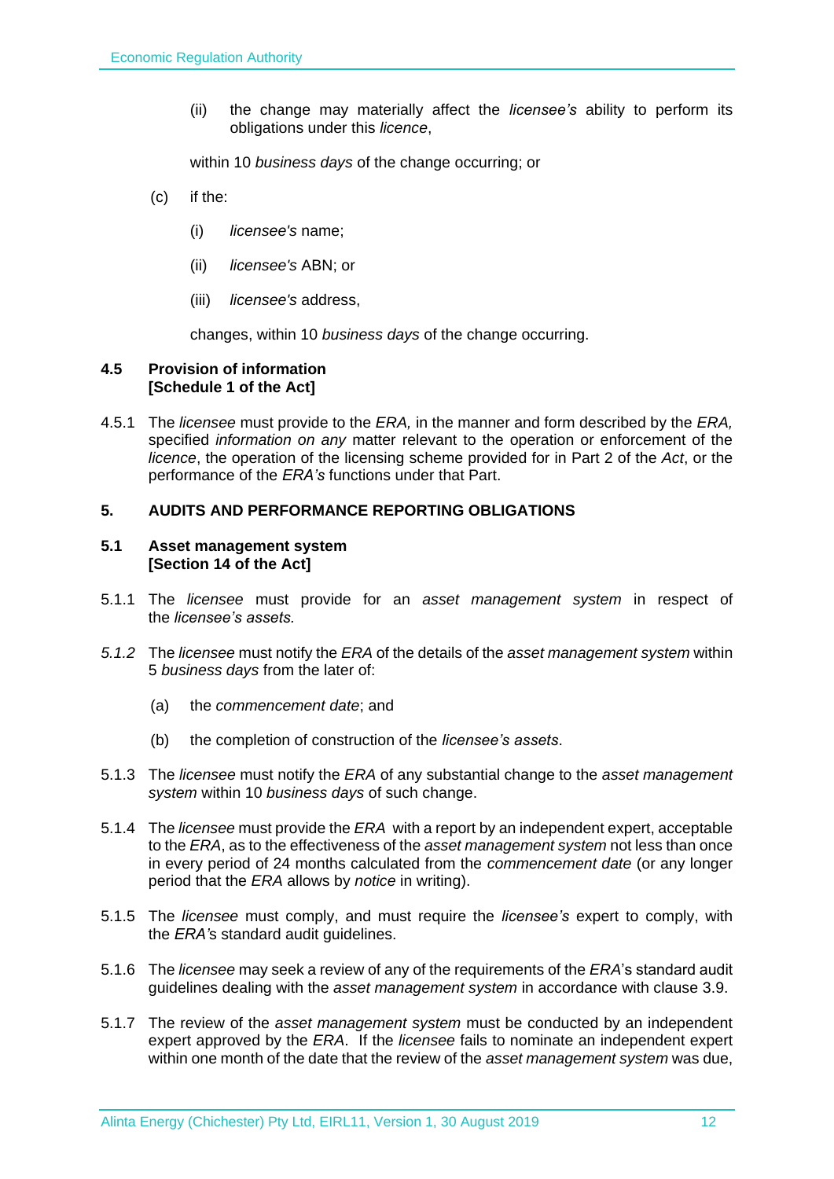(ii) the change may materially affect the *licensee's* ability to perform its obligations under this *licence*,

within 10 *business days* of the change occurring; or

(c) if the:

(i) *licensee's* name;

(ii) *licensee's* ABN; or

(iii) *licensee's* address,

changes, within 10 *business days* of the change occurring.

### 4.5 Provision of information [Schedule 1 of the Act]

4.5.1 The *licensee* must provide to the *ERA,* in the manner and form described by the *ERA,* specified *information on any* matter relevant to the operation or enforcement of the *licence*, the operation of the licensing scheme provided for in Part 2 of the *Act*, or the performance of the *ERA's* functions under that Part.

## 5. AUDITS AND PERFORMANCE REPORTING OBLIGATIONS

### 5.1 Asset management system [Section 14 of the Act]

5.1.1 The *licensee* must provide for an *asset management system* in respect of the *licensee's assets.*

*5.1.2* The *licensee* must notify the *ERA* of the details of the *asset management system* within 5 *business days* from the later of:

(a) the *commencement date*; and

(b) the completion of construction of the *licensee's assets*.

5.1.3 The *licensee* must notify the *ERA* of any substantial change to the *asset management system* within 10 *business days* of such change.

5.1.4 The *licensee* must provide the *ERA* with a report by an independent expert, acceptable to the *ERA*, as to the effectiveness of the *asset management system* not less than once in every period of 24 months calculated from the *commencement date* (or any longer period that the *ERA* allows by *notice* in writing).

5.1.5 The *licensee* must comply, and must require the *licensee's* expert to comply, with the *ERA's* standard audit guidelines.

5.1.6 The *licensee* may seek a review of any of the requirements of the *ERA*'s standard audit guidelines dealing with the *asset management system* in accordance with clause 3.9.

5.1.7 The review of the *asset management system* must be conducted by an independent expert approved by the *ERA*. If the *licensee* fails to nominate an independent expert within one month of the date that the review of the *asset management system* was due,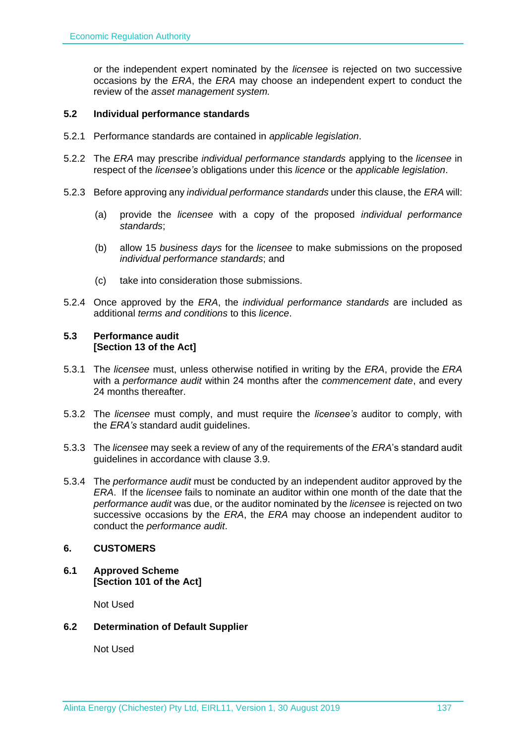or the independent expert nominated by the *licensee* is rejected on two successive occasions by the *ERA*, the *ERA* may choose an independent expert to conduct the review of the *asset management system.*

### 5.2 Individual performance standards

5.2.1 Performance standards are contained in *applicable legislation*.

5.2.2 The *ERA* may prescribe *individual performance standards* applying to the *licensee* in respect of the *licensee's* obligations under this *licence* or the *applicable legislation*.

5.2.3 Before approving any *individual performance standards* under this clause, the *ERA* will:

(a) provide the *licensee* with a copy of the proposed *individual performance standards*;

(b) allow 15 *business days* for the *licensee* to make submissions on the proposed *individual performance standards*; and

(c) take into consideration those submissions.

5.2.4 Once approved by the *ERA*, the *individual performance standards* are included as additional *terms and conditions* to this *licence*.

### 5.3 Performance audit [Section 13 of the Act]

5.3.1 The *licensee* must, unless otherwise notified in writing by the *ERA*, provide the *ERA* with a *performance audit* within 24 months after the *commencement date*, and every 24 months thereafter.

5.3.2 The *licensee* must comply, and must require the *licensee's* auditor to comply, with the *ERA's* standard audit guidelines.

5.3.3 The *licensee* may seek a review of any of the requirements of the *ERA*'s standard audit guidelines in accordance with clause 3.9.

5.3.4 The *performance audit* must be conducted by an independent auditor approved by the *ERA*. If the *licensee* fails to nominate an auditor within one month of the date that the *performance audit* was due, or the auditor nominated by the *licensee* is rejected on two successive occasions by the *ERA*, the *ERA* may choose an independent auditor to conduct the *performance audit*.

## 6. CUSTOMERS

### 6.1 Approved Scheme [Section 101 of the Act]

Not Used

### 6.2 Determination of Default Supplier

Not Used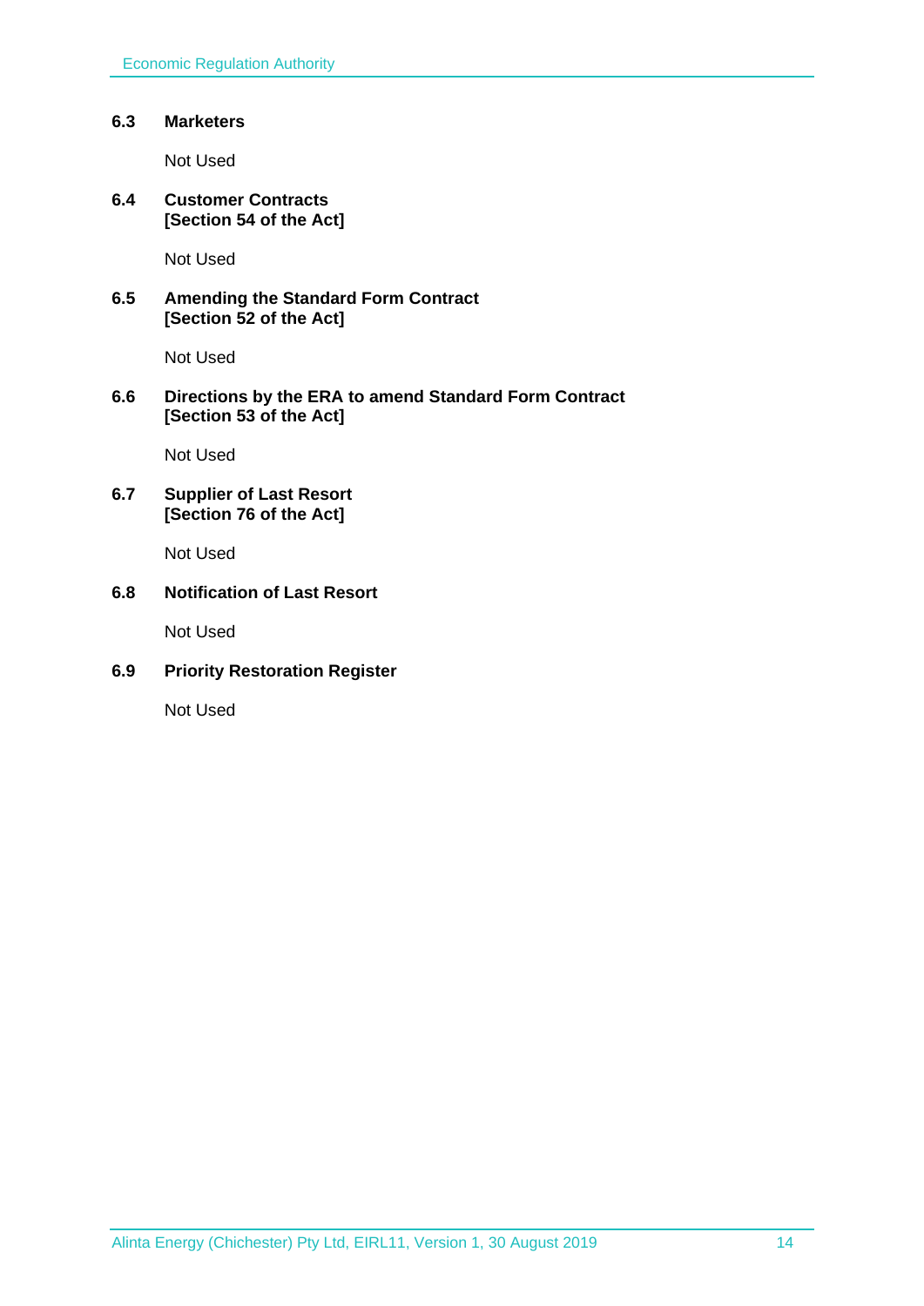### 6.3 Marketers

Not Used

### 6.4 Customer Contracts [Section 54 of the Act]

Not Used

### 6.5 Amending the Standard Form Contract [Section 52 of the Act]

Not Used

### 6.6 Directions by the ERA to amend Standard Form Contract [Section 53 of the Act]

Not Used

### 6.7 Supplier of Last Resort [Section 76 of the Act]

Not Used

### 6.8 Notification of Last Resort

Not Used

### 6.9 Priority Restoration Register

Not Used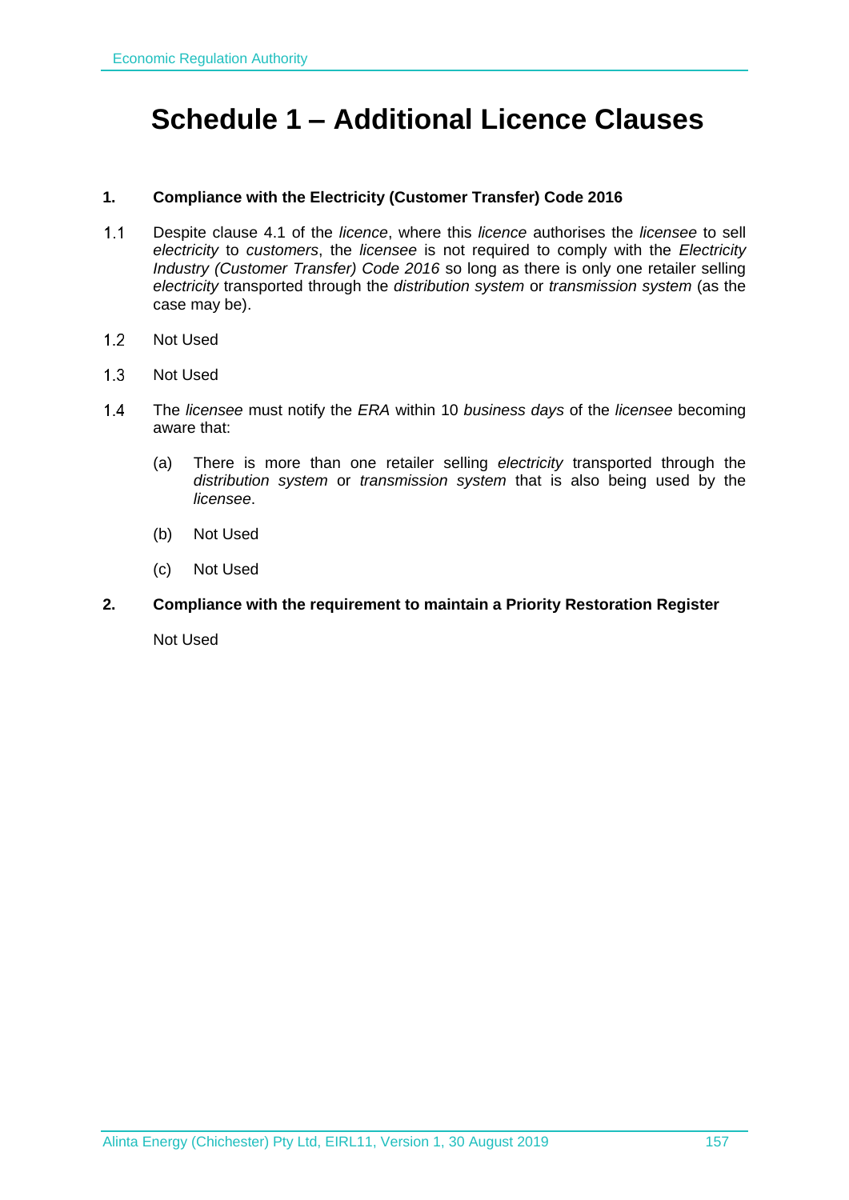# Schedule 1 – Additional Licence Clauses

**1. Compliance with the Electricity (Customer Transfer) Code 2016**

1.1 Despite clause 4.1 of the *licence*, where this *licence* authorises the *licensee* to sell *electricity* to *customers*, the *licensee* is not required to comply with the *Electricity Industry (Customer Transfer) Code 2016* so long as there is only one retailer selling *electricity* transported through the *distribution system* or *transmission system* (as the case may be).

1.2 Not Used

1.3 Not Used

1.4 The *licensee* must notify the *ERA* within 10 *business days* of the *licensee* becoming aware that:

(a) There is more than one retailer selling *electricity* transported through the *distribution system* or *transmission system* that is also being used by the *licensee*.

(b) Not Used

(c) Not Used

**2. Compliance with the requirement to maintain a Priority Restoration Register**

Not Used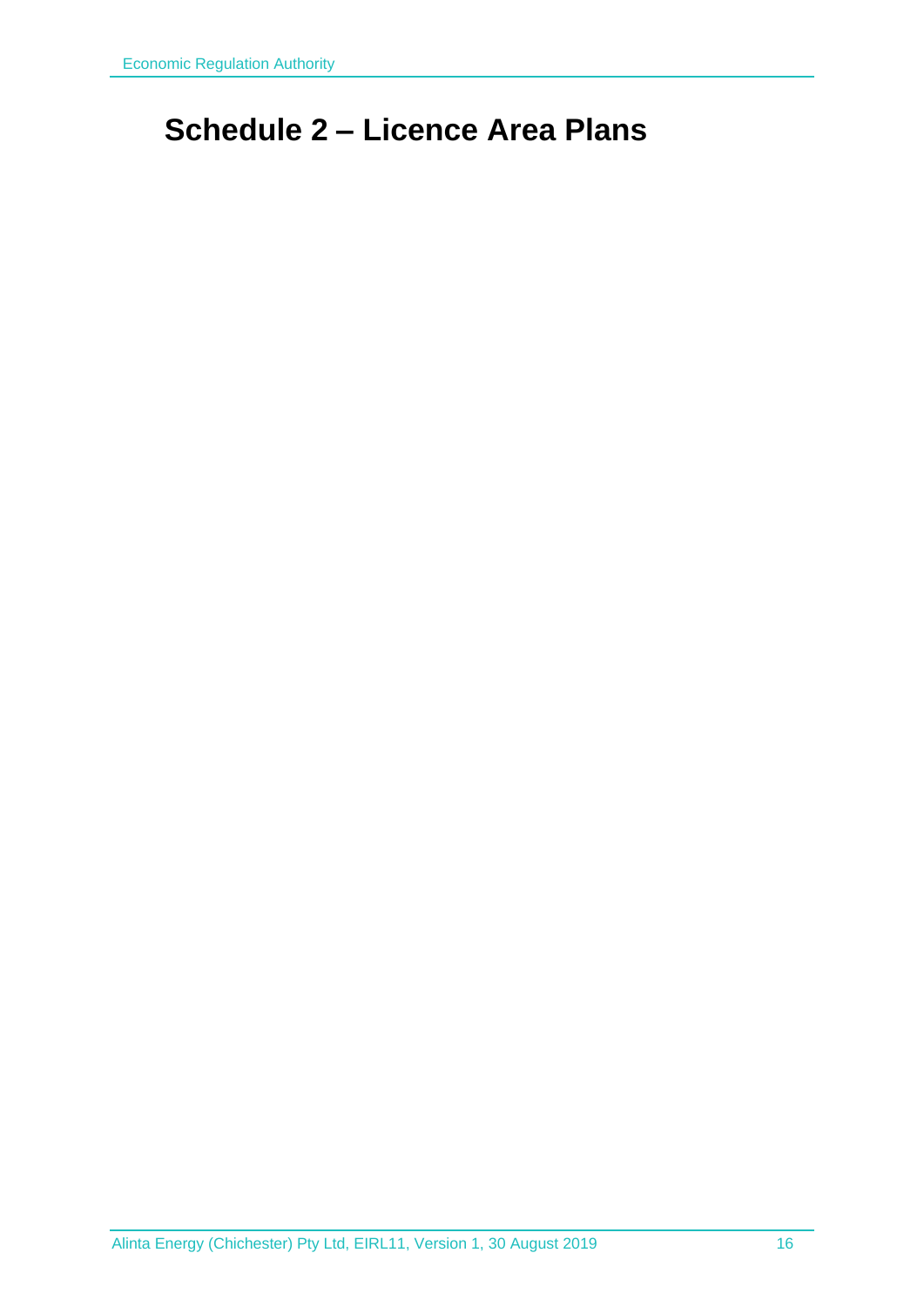# Schedule 2 – Licence Area Plans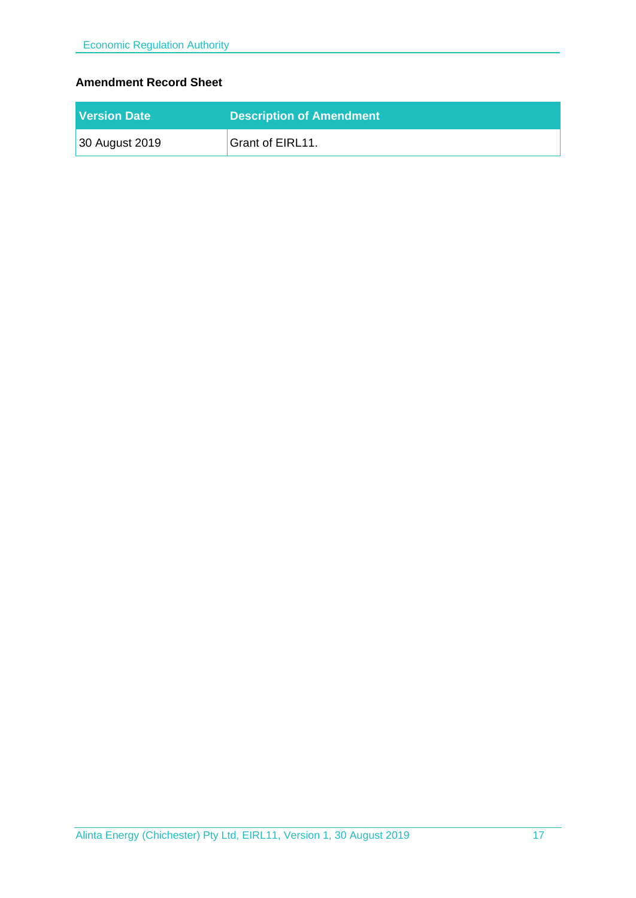**Amendment Record Sheet**

| Version Date | Description of Amendment |
|---|---|
| 30 August 2019 | Grant of EIRL11. |